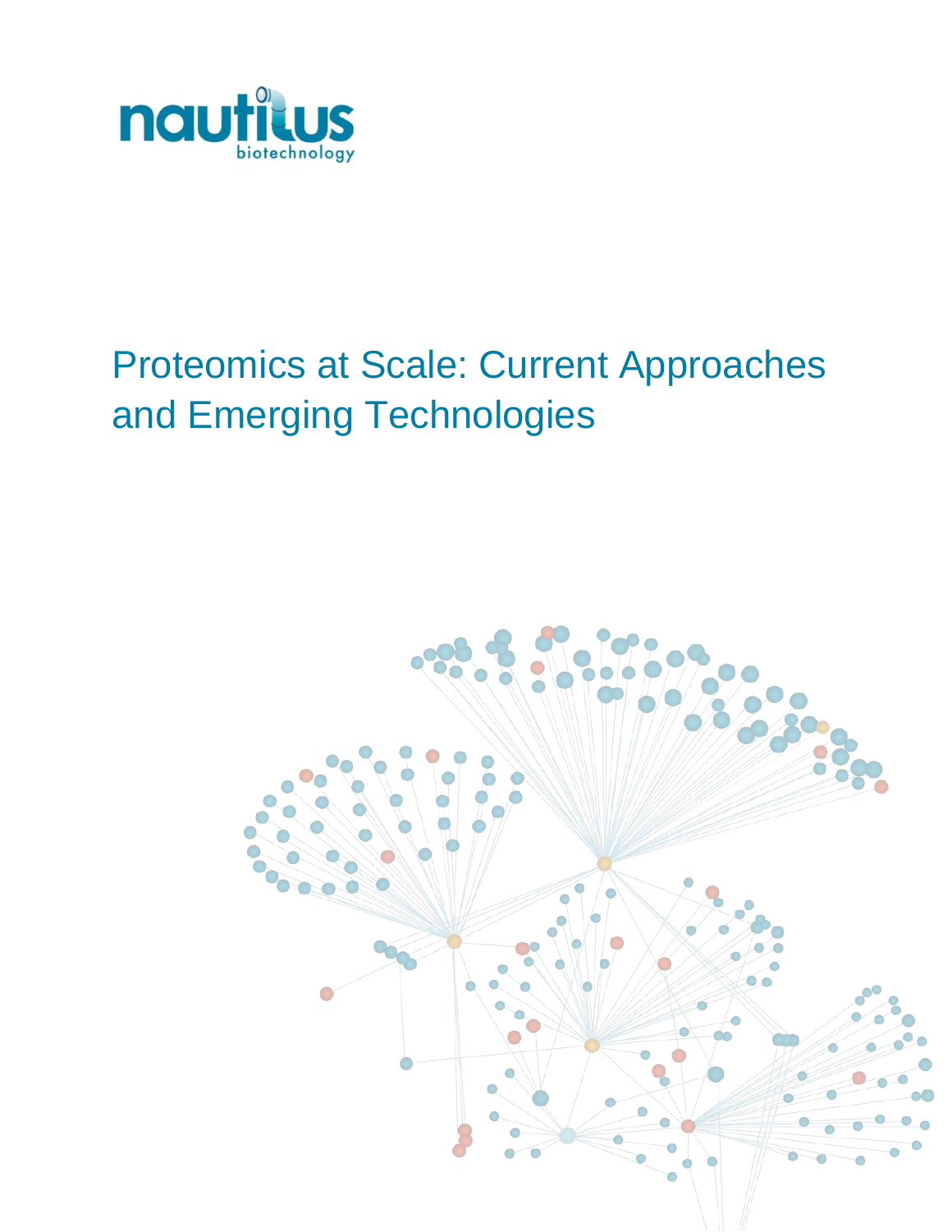nautilus biotechnology

# Proteomics at Scale: Current Approaches and Emerging Technologies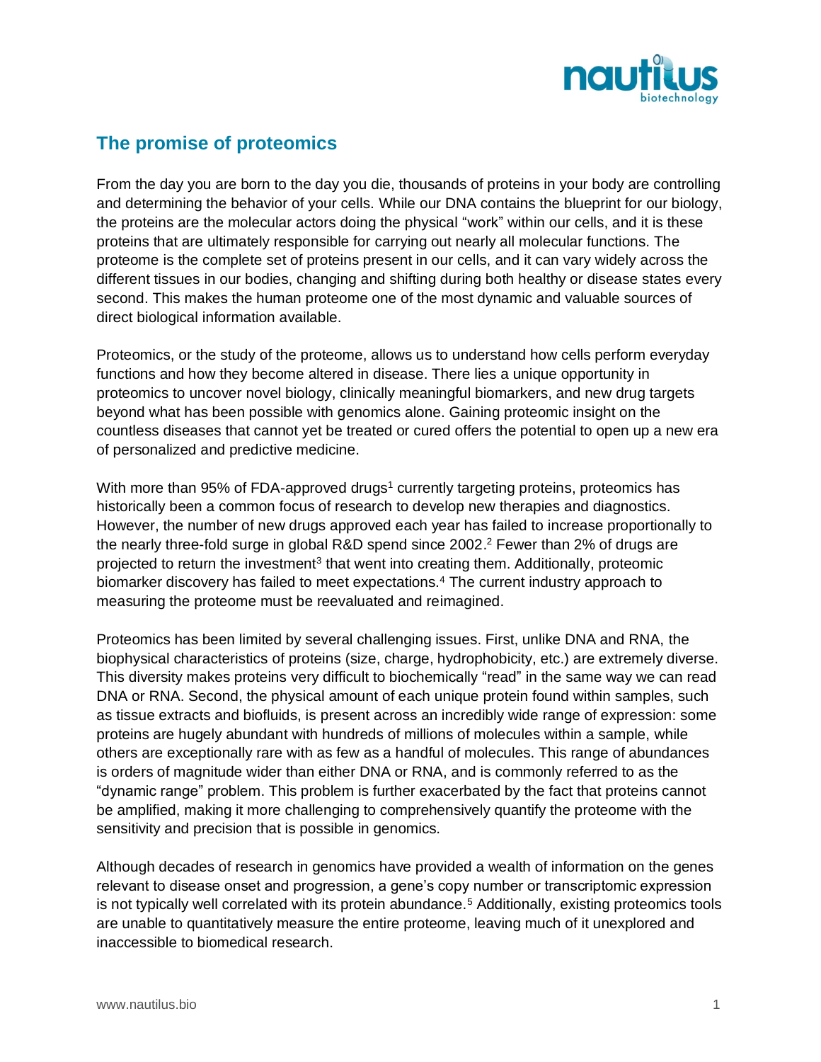## The promise of proteomics

From the day you are born to the day you die, thousands of proteins in your body are controlling and determining the behavior of your cells. While our DNA contains the blueprint for our biology, the proteins are the molecular actors doing the physical "work" within our cells, and it is these proteins that are ultimately responsible for carrying out nearly all molecular functions. The proteome is the complete set of proteins present in our cells, and it can vary widely across the different tissues in our bodies, changing and shifting during both healthy or disease states every second. This makes the human proteome one of the most dynamic and valuable sources of direct biological information available.

Proteomics, or the study of the proteome, allows us to understand how cells perform everyday functions and how they become altered in disease. There lies a unique opportunity in proteomics to uncover novel biology, clinically meaningful biomarkers, and new drug targets beyond what has been possible with genomics alone. Gaining proteomic insight on the countless diseases that cannot yet be treated or cured offers the potential to open up a new era of personalized and predictive medicine.

With more than 95% of FDA-approved drugs[1] currently targeting proteins, proteomics has historically been a common focus of research to develop new therapies and diagnostics. However, the number of new drugs approved each year has failed to increase proportionally to the nearly three-fold surge in global R&D spend since 2002.[2] Fewer than 2% of drugs are projected to return the investment[3] that went into creating them. Additionally, proteomic biomarker discovery has failed to meet expectations.[4] The current industry approach to measuring the proteome must be reevaluated and reimagined.

Proteomics has been limited by several challenging issues. First, unlike DNA and RNA, the biophysical characteristics of proteins (size, charge, hydrophobicity, etc.) are extremely diverse. This diversity makes proteins very difficult to biochemically "read" in the same way we can read DNA or RNA. Second, the physical amount of each unique protein found within samples, such as tissue extracts and biofluids, is present across an incredibly wide range of expression: some proteins are hugely abundant with hundreds of millions of molecules within a sample, while others are exceptionally rare with as few as a handful of molecules. This range of abundances is orders of magnitude wider than either DNA or RNA, and is commonly referred to as the "dynamic range" problem. This problem is further exacerbated by the fact that proteins cannot be amplified, making it more challenging to comprehensively quantify the proteome with the sensitivity and precision that is possible in genomics.

Although decades of research in genomics have provided a wealth of information on the genes relevant to disease onset and progression, a gene's copy number or transcriptomic expression is not typically well correlated with its protein abundance.[5] Additionally, existing proteomics tools are unable to quantitatively measure the entire proteome, leaving much of it unexplored and inaccessible to biomedical research.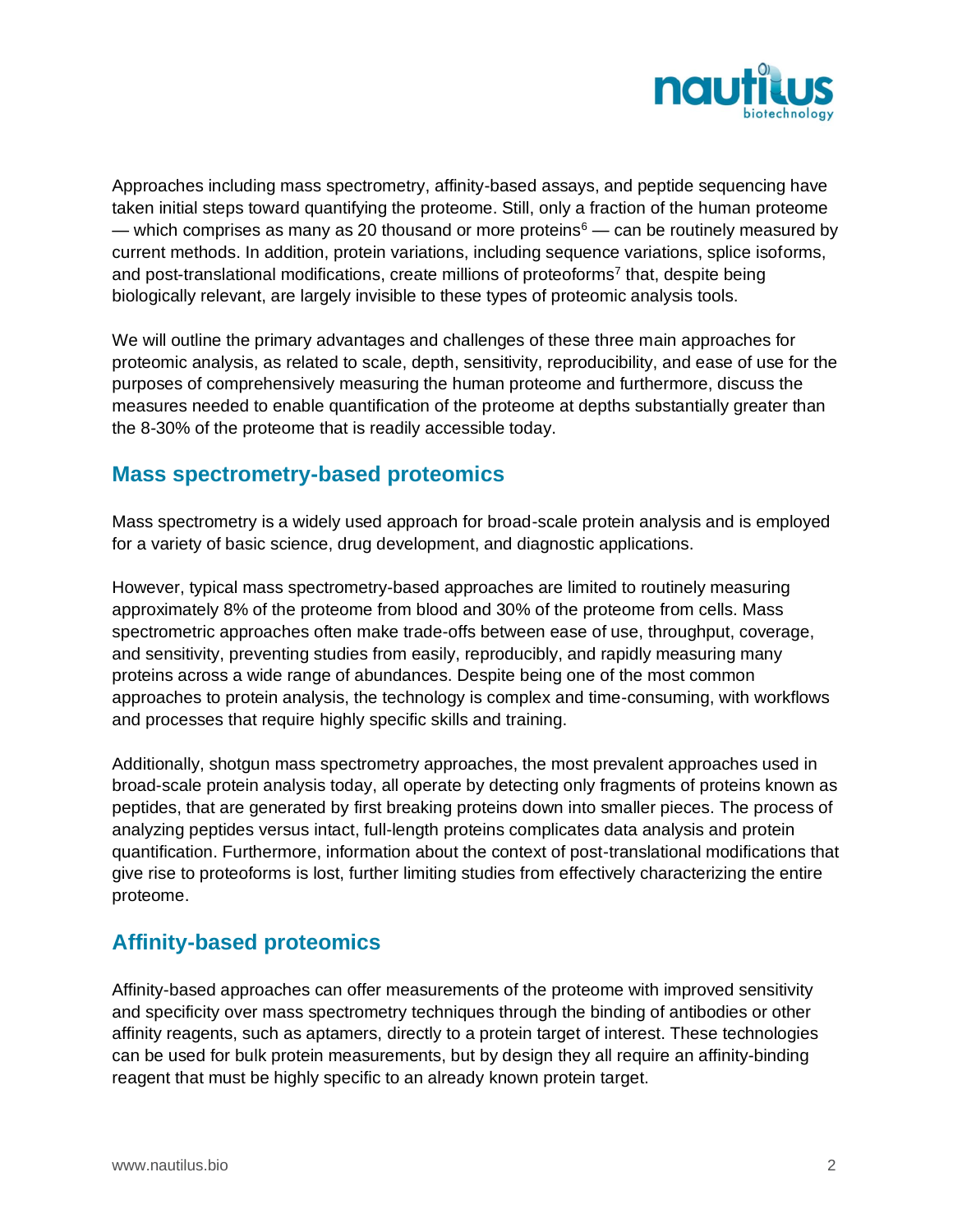Approaches including mass spectrometry, affinity-based assays, and peptide sequencing have taken initial steps toward quantifying the proteome. Still, only a fraction of the human proteome — which comprises as many as 20 thousand or more proteins[6] — can be routinely measured by current methods. In addition, protein variations, including sequence variations, splice isoforms, and post-translational modifications, create millions of proteoforms[7] that, despite being biologically relevant, are largely invisible to these types of proteomic analysis tools.

We will outline the primary advantages and challenges of these three main approaches for proteomic analysis, as related to scale, depth, sensitivity, reproducibility, and ease of use for the purposes of comprehensively measuring the human proteome and furthermore, discuss the measures needed to enable quantification of the proteome at depths substantially greater than the 8-30% of the proteome that is readily accessible today.

## Mass spectrometry-based proteomics

Mass spectrometry is a widely used approach for broad-scale protein analysis and is employed for a variety of basic science, drug development, and diagnostic applications.

However, typical mass spectrometry-based approaches are limited to routinely measuring approximately 8% of the proteome from blood and 30% of the proteome from cells. Mass spectrometric approaches often make trade-offs between ease of use, throughput, coverage, and sensitivity, preventing studies from easily, reproducibly, and rapidly measuring many proteins across a wide range of abundances. Despite being one of the most common approaches to protein analysis, the technology is complex and time-consuming, with workflows and processes that require highly specific skills and training.

Additionally, shotgun mass spectrometry approaches, the most prevalent approaches used in broad-scale protein analysis today, all operate by detecting only fragments of proteins known as peptides, that are generated by first breaking proteins down into smaller pieces. The process of analyzing peptides versus intact, full-length proteins complicates data analysis and protein quantification. Furthermore, information about the context of post-translational modifications that give rise to proteoforms is lost, further limiting studies from effectively characterizing the entire proteome.

## Affinity-based proteomics

Affinity-based approaches can offer measurements of the proteome with improved sensitivity and specificity over mass spectrometry techniques through the binding of antibodies or other affinity reagents, such as aptamers, directly to a protein target of interest. These technologies can be used for bulk protein measurements, but by design they all require an affinity-binding reagent that must be highly specific to an already known protein target.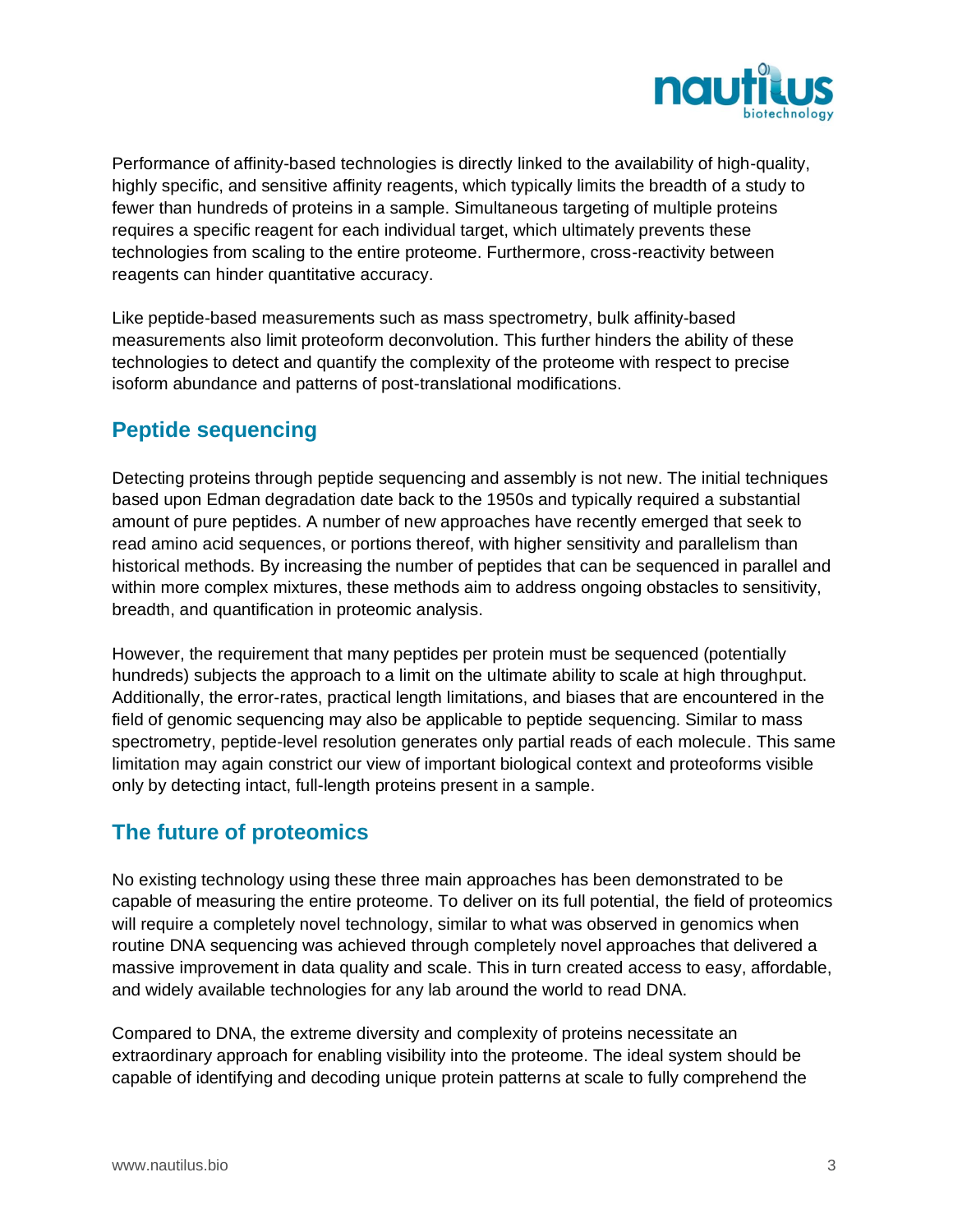Performance of affinity-based technologies is directly linked to the availability of high-quality, highly specific, and sensitive affinity reagents, which typically limits the breadth of a study to fewer than hundreds of proteins in a sample. Simultaneous targeting of multiple proteins requires a specific reagent for each individual target, which ultimately prevents these technologies from scaling to the entire proteome. Furthermore, cross-reactivity between reagents can hinder quantitative accuracy.

Like peptide-based measurements such as mass spectrometry, bulk affinity-based measurements also limit proteoform deconvolution. This further hinders the ability of these technologies to detect and quantify the complexity of the proteome with respect to precise isoform abundance and patterns of post-translational modifications.

## Peptide sequencing

Detecting proteins through peptide sequencing and assembly is not new. The initial techniques based upon Edman degradation date back to the 1950s and typically required a substantial amount of pure peptides. A number of new approaches have recently emerged that seek to read amino acid sequences, or portions thereof, with higher sensitivity and parallelism than historical methods. By increasing the number of peptides that can be sequenced in parallel and within more complex mixtures, these methods aim to address ongoing obstacles to sensitivity, breadth, and quantification in proteomic analysis.

However, the requirement that many peptides per protein must be sequenced (potentially hundreds) subjects the approach to a limit on the ultimate ability to scale at high throughput. Additionally, the error-rates, practical length limitations, and biases that are encountered in the field of genomic sequencing may also be applicable to peptide sequencing. Similar to mass spectrometry, peptide-level resolution generates only partial reads of each molecule. This same limitation may again constrict our view of important biological context and proteoforms visible only by detecting intact, full-length proteins present in a sample.

## The future of proteomics

No existing technology using these three main approaches has been demonstrated to be capable of measuring the entire proteome. To deliver on its full potential, the field of proteomics will require a completely novel technology, similar to what was observed in genomics when routine DNA sequencing was achieved through completely novel approaches that delivered a massive improvement in data quality and scale. This in turn created access to easy, affordable, and widely available technologies for any lab around the world to read DNA.

Compared to DNA, the extreme diversity and complexity of proteins necessitate an extraordinary approach for enabling visibility into the proteome. The ideal system should be capable of identifying and decoding unique protein patterns at scale to fully comprehend the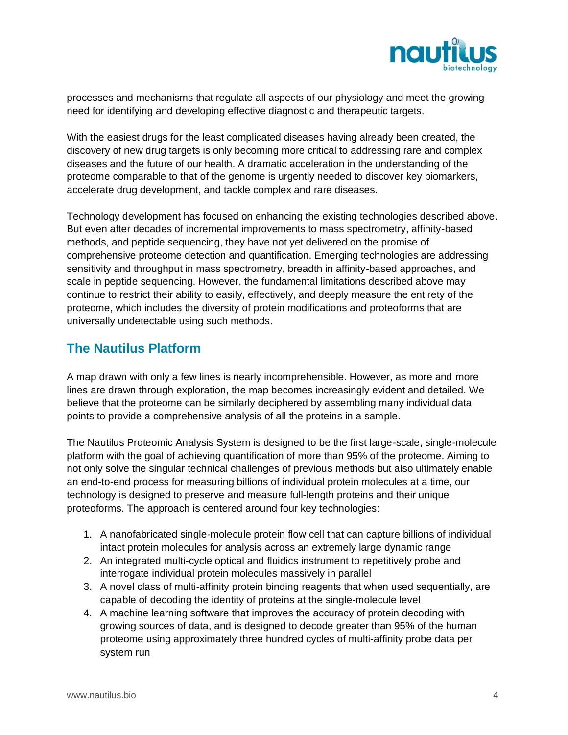processes and mechanisms that regulate all aspects of our physiology and meet the growing need for identifying and developing effective diagnostic and therapeutic targets.

With the easiest drugs for the least complicated diseases having already been created, the discovery of new drug targets is only becoming more critical to addressing rare and complex diseases and the future of our health. A dramatic acceleration in the understanding of the proteome comparable to that of the genome is urgently needed to discover key biomarkers, accelerate drug development, and tackle complex and rare diseases.

Technology development has focused on enhancing the existing technologies described above. But even after decades of incremental improvements to mass spectrometry, affinity-based methods, and peptide sequencing, they have not yet delivered on the promise of comprehensive proteome detection and quantification. Emerging technologies are addressing sensitivity and throughput in mass spectrometry, breadth in affinity-based approaches, and scale in peptide sequencing. However, the fundamental limitations described above may continue to restrict their ability to easily, effectively, and deeply measure the entirety of the proteome, which includes the diversity of protein modifications and proteoforms that are universally undetectable using such methods.

## The Nautilus Platform

A map drawn with only a few lines is nearly incomprehensible. However, as more and more lines are drawn through exploration, the map becomes increasingly evident and detailed. We believe that the proteome can be similarly deciphered by assembling many individual data points to provide a comprehensive analysis of all the proteins in a sample.

The Nautilus Proteomic Analysis System is designed to be the first large-scale, single-molecule platform with the goal of achieving quantification of more than 95% of the proteome. Aiming to not only solve the singular technical challenges of previous methods but also ultimately enable an end-to-end process for measuring billions of individual protein molecules at a time, our technology is designed to preserve and measure full-length proteins and their unique proteoforms. The approach is centered around four key technologies:

1. A nanofabricated single-molecule protein flow cell that can capture billions of individual intact protein molecules for analysis across an extremely large dynamic range
2. An integrated multi-cycle optical and fluidics instrument to repetitively probe and interrogate individual protein molecules massively in parallel
3. A novel class of multi-affinity protein binding reagents that when used sequentially, are capable of decoding the identity of proteins at the single-molecule level
4. A machine learning software that improves the accuracy of protein decoding with growing sources of data, and is designed to decode greater than 95% of the human proteome using approximately three hundred cycles of multi-affinity probe data per system run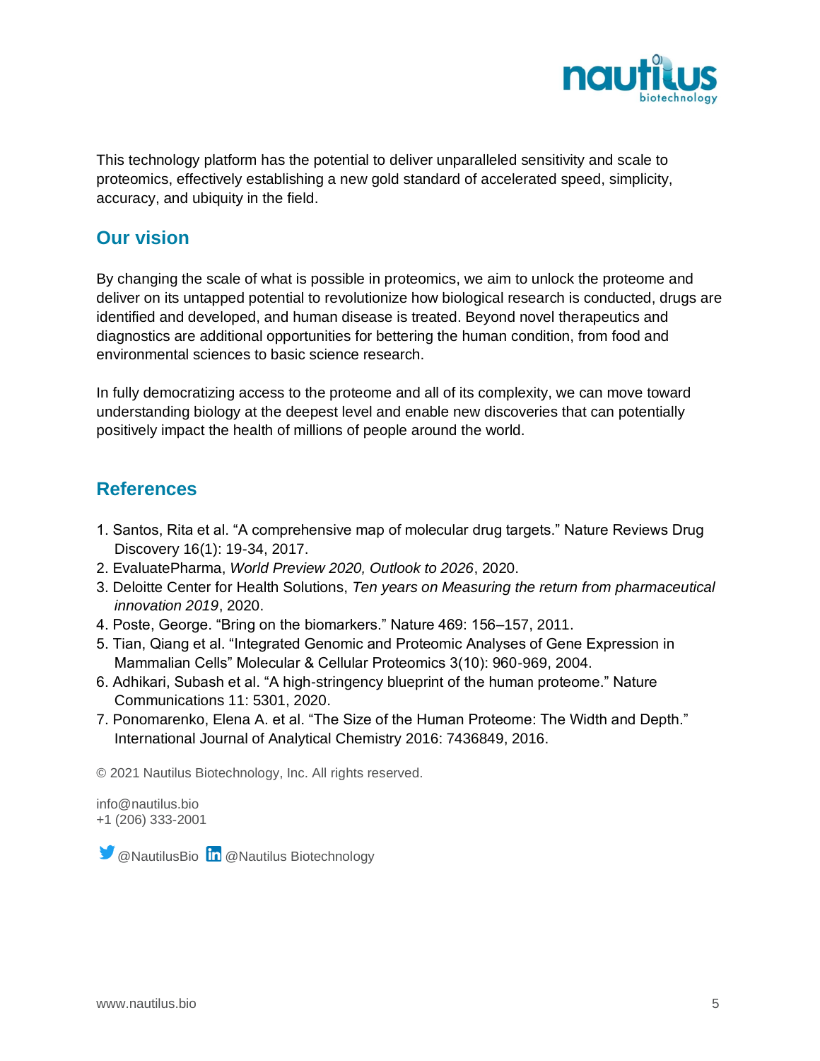This technology platform has the potential to deliver unparalleled sensitivity and scale to proteomics, effectively establishing a new gold standard of accelerated speed, simplicity, accuracy, and ubiquity in the field.

## Our vision

By changing the scale of what is possible in proteomics, we aim to unlock the proteome and deliver on its untapped potential to revolutionize how biological research is conducted, drugs are identified and developed, and human disease is treated. Beyond novel therapeutics and diagnostics are additional opportunities for bettering the human condition, from food and environmental sciences to basic science research.

In fully democratizing access to the proteome and all of its complexity, we can move toward understanding biology at the deepest level and enable new discoveries that can potentially positively impact the health of millions of people around the world.

## References

1. Santos, Rita et al. "A comprehensive map of molecular drug targets." Nature Reviews Drug Discovery 16(1): 19-34, 2017.
2. EvaluatePharma, *World Preview 2020, Outlook to 2026*, 2020.
3. Deloitte Center for Health Solutions, *Ten years on Measuring the return from pharmaceutical innovation 2019*, 2020.
4. Poste, George. "Bring on the biomarkers." Nature 469: 156–157, 2011.
5. Tian, Qiang et al. "Integrated Genomic and Proteomic Analyses of Gene Expression in Mammalian Cells" Molecular & Cellular Proteomics 3(10): 960-969, 2004.
6. Adhikari, Subash et al. "A high-stringency blueprint of the human proteome." Nature Communications 11: 5301, 2020.
7. Ponomarenko, Elena A. et al. "The Size of the Human Proteome: The Width and Depth." International Journal of Analytical Chemistry 2016: 7436849, 2016.

© 2021 Nautilus Biotechnology, Inc. All rights reserved.

info@nautilus.bio
+1 (206) 333-2001

@NautilusBio @Nautilus Biotechnology